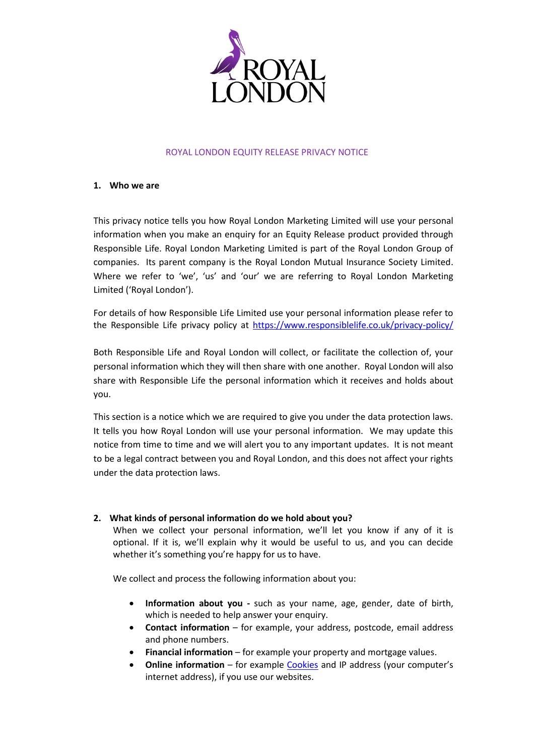# ROYAL LONDON EQUITY RELEASE PRIVACY NOTICE

## 1. Who we are

This privacy notice tells you how Royal London Marketing Limited will use your personal information when you make an enquiry for an Equity Release product provided through Responsible Life. Royal London Marketing Limited is part of the Royal London Group of companies. Its parent company is the Royal London Mutual Insurance Society Limited. Where we refer to 'we', 'us' and 'our' we are referring to Royal London Marketing Limited ('Royal London').

For details of how Responsible Life Limited use your personal information please refer to the Responsible Life privacy policy at https://www.responsiblelife.co.uk/privacy-policy/

Both Responsible Life and Royal London will collect, or facilitate the collection of, your personal information which they will then share with one another. Royal London will also share with Responsible Life the personal information which it receives and holds about you.

This section is a notice which we are required to give you under the data protection laws. It tells you how Royal London will use your personal information. We may update this notice from time to time and we will alert you to any important updates. It is not meant to be a legal contract between you and Royal London, and this does not affect your rights under the data protection laws.

## 2. What kinds of personal information do we hold about you?

When we collect your personal information, we'll let you know if any of it is optional. If it is, we'll explain why it would be useful to us, and you can decide whether it's something you're happy for us to have.

We collect and process the following information about you:

- **Information about you -** such as your name, age, gender, date of birth, which is needed to help answer your enquiry.
- **Contact information** – for example, your address, postcode, email address and phone numbers.
- **Financial information** – for example your property and mortgage values.
- **Online information** – for example Cookies and IP address (your computer's internet address), if you use our websites.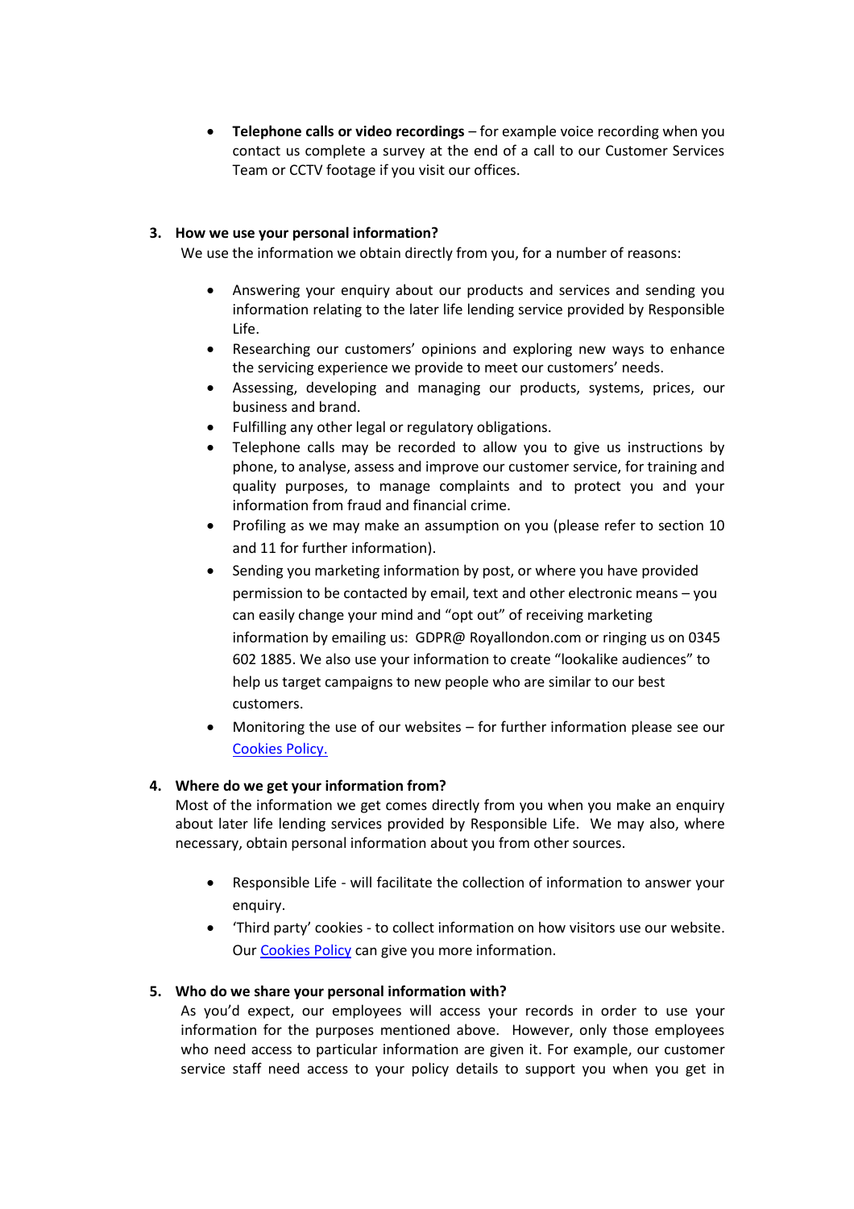- **Telephone calls or video recordings** – for example voice recording when you contact us complete a survey at the end of a call to our Customer Services Team or CCTV footage if you visit our offices.

## 3. How we use your personal information?

We use the information we obtain directly from you, for a number of reasons:

- Answering your enquiry about our products and services and sending you information relating to the later life lending service provided by Responsible Life.
- Researching our customers' opinions and exploring new ways to enhance the servicing experience we provide to meet our customers' needs.
- Assessing, developing and managing our products, systems, prices, our business and brand.
- Fulfilling any other legal or regulatory obligations.
- Telephone calls may be recorded to allow you to give us instructions by phone, to analyse, assess and improve our customer service, for training and quality purposes, to manage complaints and to protect you and your information from fraud and financial crime.
- Profiling as we may make an assumption on you (please refer to section 10 and 11 for further information).
- Sending you marketing information by post, or where you have provided permission to be contacted by email, text and other electronic means – you can easily change your mind and "opt out" of receiving marketing information by emailing us: GDPR@ Royallondon.com or ringing us on 0345 602 1885. We also use your information to create "lookalike audiences" to help us target campaigns to new people who are similar to our best customers.
- Monitoring the use of our websites – for further information please see our Cookies Policy.

## 4. Where do we get your information from?

Most of the information we get comes directly from you when you make an enquiry about later life lending services provided by Responsible Life. We may also, where necessary, obtain personal information about you from other sources.

- Responsible Life - will facilitate the collection of information to answer your enquiry.
- 'Third party' cookies - to collect information on how visitors use our website. Our Cookies Policy can give you more information.

## 5. Who do we share your personal information with?

As you'd expect, our employees will access your records in order to use your information for the purposes mentioned above. However, only those employees who need access to particular information are given it. For example, our customer service staff need access to your policy details to support you when you get in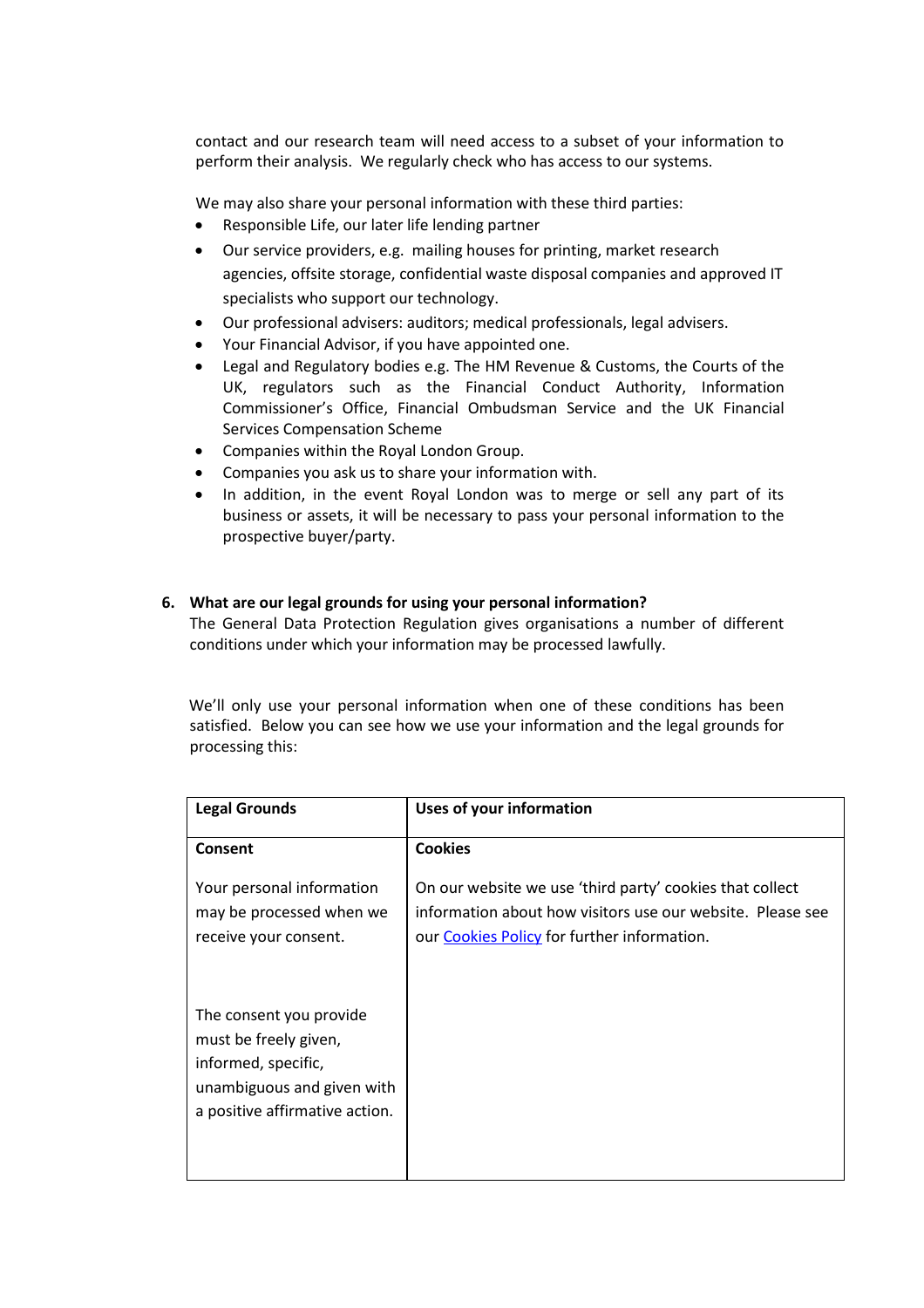contact and our research team will need access to a subset of your information to perform their analysis. We regularly check who has access to our systems.

We may also share your personal information with these third parties:

- Responsible Life, our later life lending partner
- Our service providers, e.g. mailing houses for printing, market research agencies, offsite storage, confidential waste disposal companies and approved IT specialists who support our technology.
- Our professional advisers: auditors; medical professionals, legal advisers.
- Your Financial Advisor, if you have appointed one.
- Legal and Regulatory bodies e.g. The HM Revenue & Customs, the Courts of the UK, regulators such as the Financial Conduct Authority, Information Commissioner's Office, Financial Ombudsman Service and the UK Financial Services Compensation Scheme
- Companies within the Royal London Group.
- Companies you ask us to share your information with.
- In addition, in the event Royal London was to merge or sell any part of its business or assets, it will be necessary to pass your personal information to the prospective buyer/party.

## 6. What are our legal grounds for using your personal information?

The General Data Protection Regulation gives organisations a number of different conditions under which your information may be processed lawfully.

We'll only use your personal information when one of these conditions has been satisfied. Below you can see how we use your information and the legal grounds for processing this:

| Legal Grounds | Uses of your information |
|---|---|
| **Consent**<br><br>Your personal information may be processed when we receive your consent.<br><br>The consent you provide must be freely given, informed, specific, unambiguous and given with a positive affirmative action. | **Cookies**<br><br>On our website we use 'third party' cookies that collect information about how visitors use our website. Please see our Cookies Policy for further information. |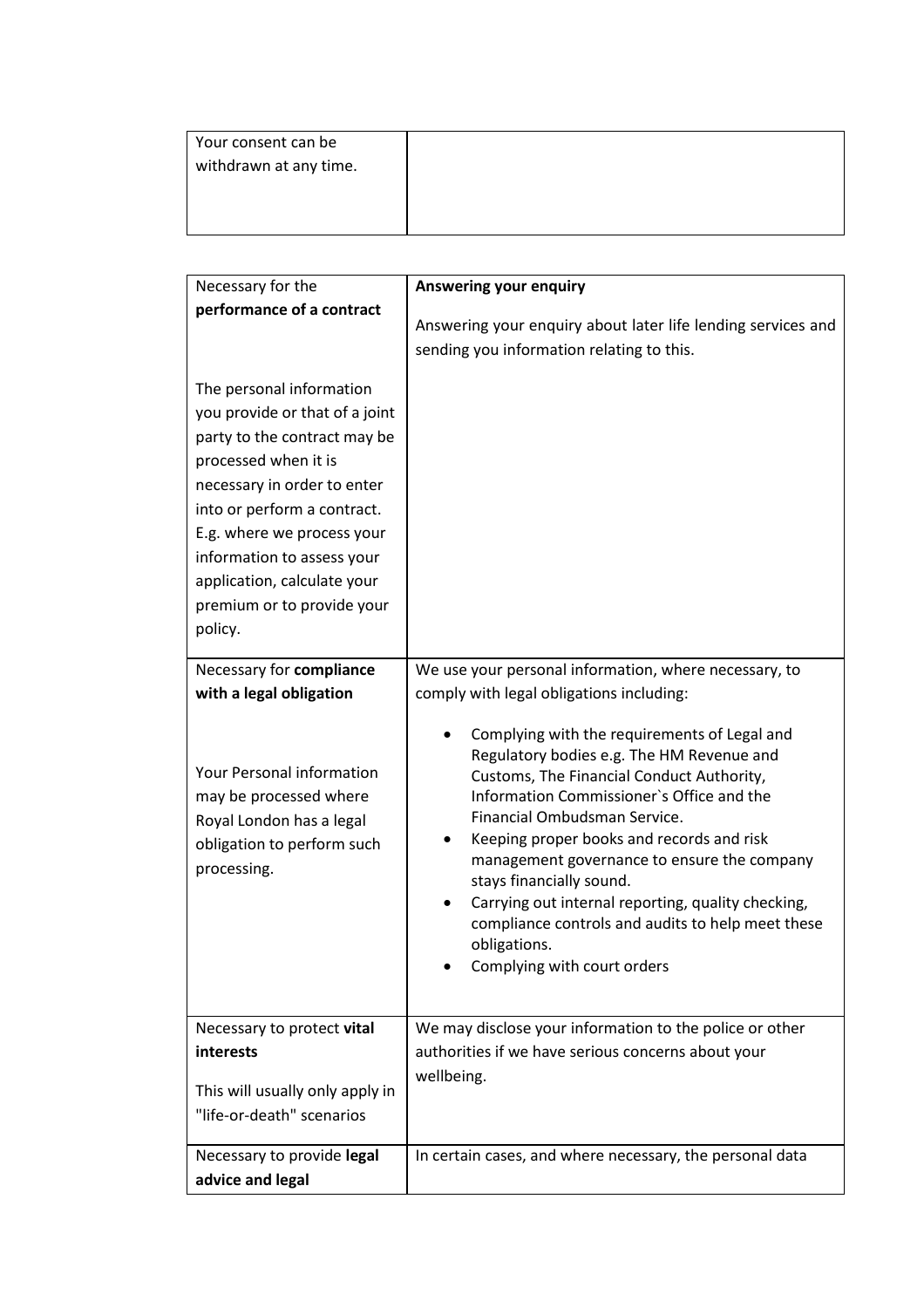| | |
|---|---|
| Your consent can be withdrawn at any time. | |

| | |
|---|---|
| Necessary for the **performance of a contract**<br><br>The personal information you provide or that of a joint party to the contract may be processed when it is necessary in order to enter into or perform a contract. E.g. where we process your information to assess your application, calculate your premium or to provide your policy. | **Answering your enquiry**<br><br>Answering your enquiry about later life lending services and sending you information relating to this. |
| Necessary for **compliance with a legal obligation**<br><br>Your Personal information may be processed where Royal London has a legal obligation to perform such processing. | We use your personal information, where necessary, to comply with legal obligations including:<br><br>• Complying with the requirements of Legal and Regulatory bodies e.g. The HM Revenue and Customs, The Financial Conduct Authority, Information Commissioner`s Office and the Financial Ombudsman Service.<br>• Keeping proper books and records and risk management governance to ensure the company stays financially sound.<br>• Carrying out internal reporting, quality checking, compliance controls and audits to help meet these obligations.<br>• Complying with court orders |
| Necessary to protect **vital interests**<br><br>This will usually only apply in "life-or-death" scenarios | We may disclose your information to the police or other authorities if we have serious concerns about your wellbeing. |
| Necessary to provide **legal advice and legal** | In certain cases, and where necessary, the personal data |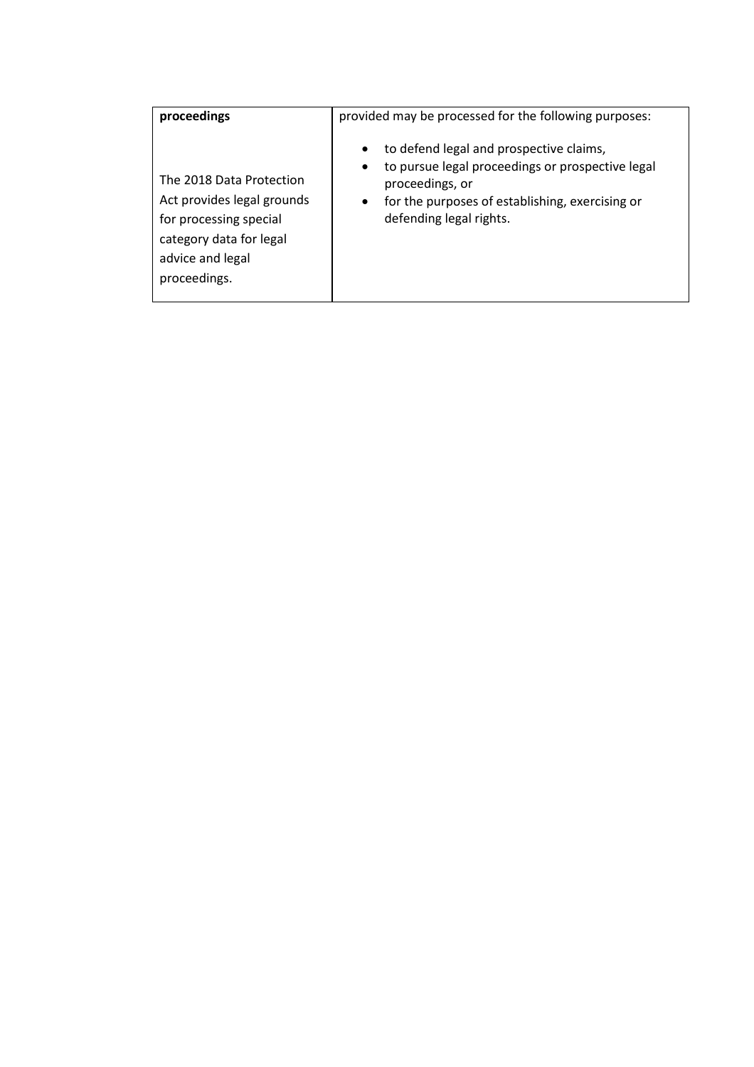| **proceedings**<br><br>The 2018 Data Protection Act provides legal grounds for processing special category data for legal advice and legal proceedings. | provided may be processed for the following purposes:<br><br>• to defend legal and prospective claims,<br>• to pursue legal proceedings or prospective legal proceedings, or<br>• for the purposes of establishing, exercising or defending legal rights. |
|---|---|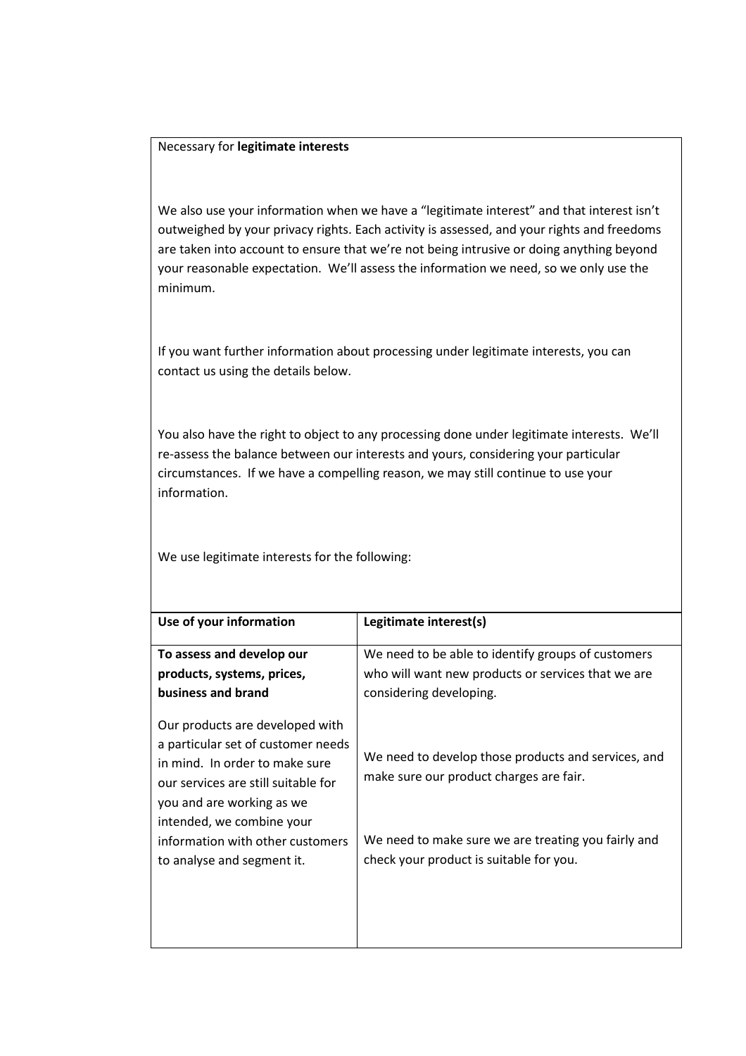Necessary for **legitimate interests**

We also use your information when we have a "legitimate interest" and that interest isn't outweighed by your privacy rights. Each activity is assessed, and your rights and freedoms are taken into account to ensure that we're not being intrusive or doing anything beyond your reasonable expectation. We'll assess the information we need, so we only use the minimum.

If you want further information about processing under legitimate interests, you can contact us using the details below.

You also have the right to object to any processing done under legitimate interests. We'll re-assess the balance between our interests and yours, considering your particular circumstances. If we have a compelling reason, we may still continue to use your information.

We use legitimate interests for the following:

| Use of your information | Legitimate interest(s) |
|---|---|
| **To assess and develop our products, systems, prices, business and brand**<br><br>Our products are developed with a particular set of customer needs in mind. In order to make sure our services are still suitable for you and are working as we intended, we combine your information with other customers to analyse and segment it. | We need to be able to identify groups of customers who will want new products or services that we are considering developing.<br><br>We need to develop those products and services, and make sure our product charges are fair.<br><br>We need to make sure we are treating you fairly and check your product is suitable for you. |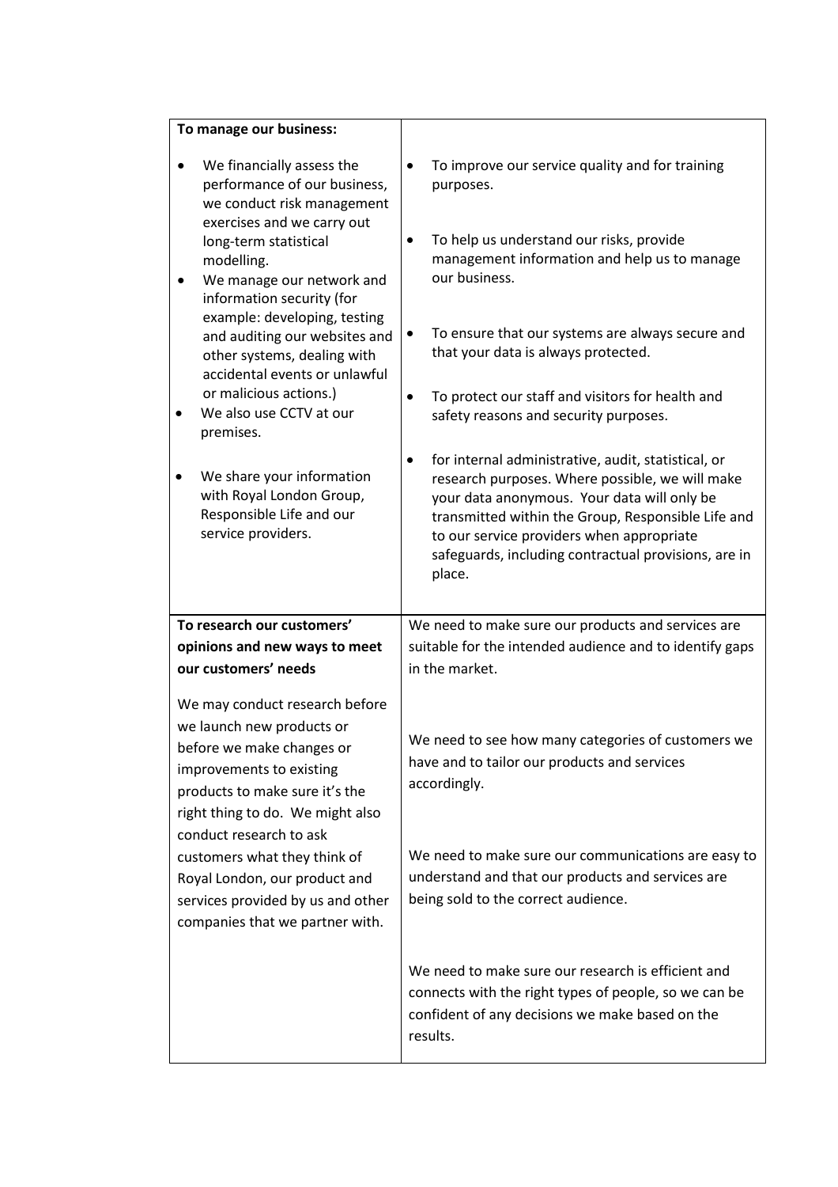| To manage our business: | |
|---|---|
| <ul><li>We financially assess the performance of our business, we conduct risk management exercises and we carry out long-term statistical modelling.</li><li>We manage our network and information security (for example: developing, testing and auditing our websites and other systems, dealing with accidental events or unlawful or malicious actions.)</li><li>We also use CCTV at our premises.</li><li>We share your information with Royal London Group, Responsible Life and our service providers.</li></ul> | <ul><li>To improve our service quality and for training purposes.</li><li>To help us understand our risks, provide management information and help us to manage our business.</li><li>To ensure that our systems are always secure and that your data is always protected.</li><li>To protect our staff and visitors for health and safety reasons and security purposes.</li><li>for internal administrative, audit, statistical, or research purposes. Where possible, we will make your data anonymous. Your data will only be transmitted within the Group, Responsible Life and to our service providers when appropriate safeguards, including contractual provisions, are in place.</li></ul> |
| **To research our customers' opinions and new ways to meet our customers' needs**<br><br>We may conduct research before we launch new products or before we make changes or improvements to existing products to make sure it's the right thing to do. We might also conduct research to ask customers what they think of Royal London, our product and services provided by us and other companies that we partner with. | We need to make sure our products and services are suitable for the intended audience and to identify gaps in the market.<br><br>We need to see how many categories of customers we have and to tailor our products and services accordingly.<br><br>We need to make sure our communications are easy to understand and that our products and services are being sold to the correct audience.<br><br>We need to make sure our research is efficient and connects with the right types of people, so we can be confident of any decisions we make based on the results. |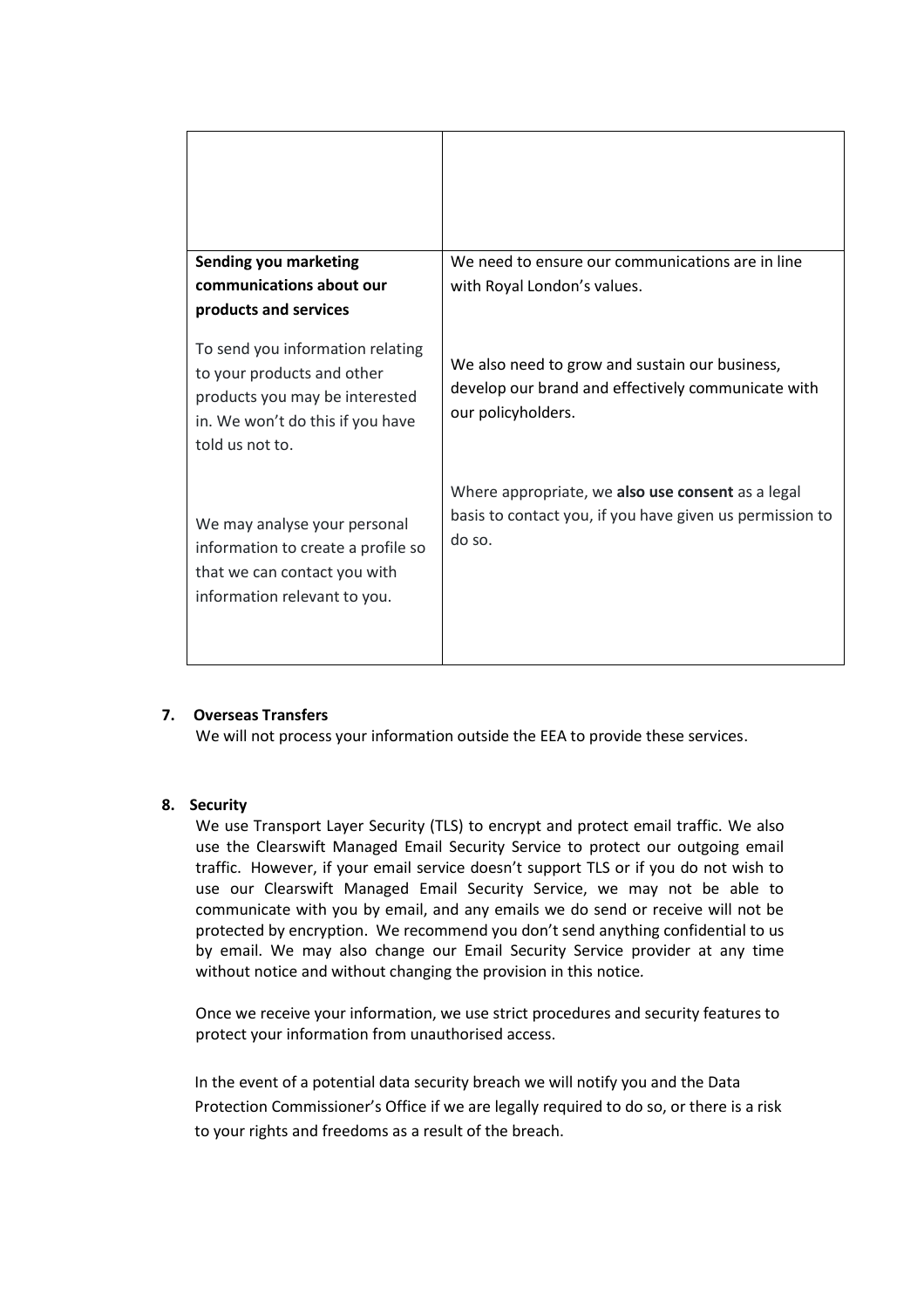| | |
|---|---|
| | |
| **Sending you marketing communications about our products and services**<br><br>To send you information relating to your products and other products you may be interested in. We won't do this if you have told us not to.<br><br>We may analyse your personal information to create a profile so that we can contact you with information relevant to you. | We need to ensure our communications are in line with Royal London's values.<br><br>We also need to grow and sustain our business, develop our brand and effectively communicate with our policyholders.<br><br>Where appropriate, we **also use consent** as a legal basis to contact you, if you have given us permission to do so. |

**7. Overseas Transfers**

We will not process your information outside the EEA to provide these services.

**8. Security**

We use Transport Layer Security (TLS) to encrypt and protect email traffic. We also use the Clearswift Managed Email Security Service to protect our outgoing email traffic. However, if your email service doesn't support TLS or if you do not wish to use our Clearswift Managed Email Security Service, we may not be able to communicate with you by email, and any emails we do send or receive will not be protected by encryption. We recommend you don't send anything confidential to us by email. We may also change our Email Security Service provider at any time without notice and without changing the provision in this notice.

Once we receive your information, we use strict procedures and security features to protect your information from unauthorised access.

In the event of a potential data security breach we will notify you and the Data Protection Commissioner's Office if we are legally required to do so, or there is a risk to your rights and freedoms as a result of the breach.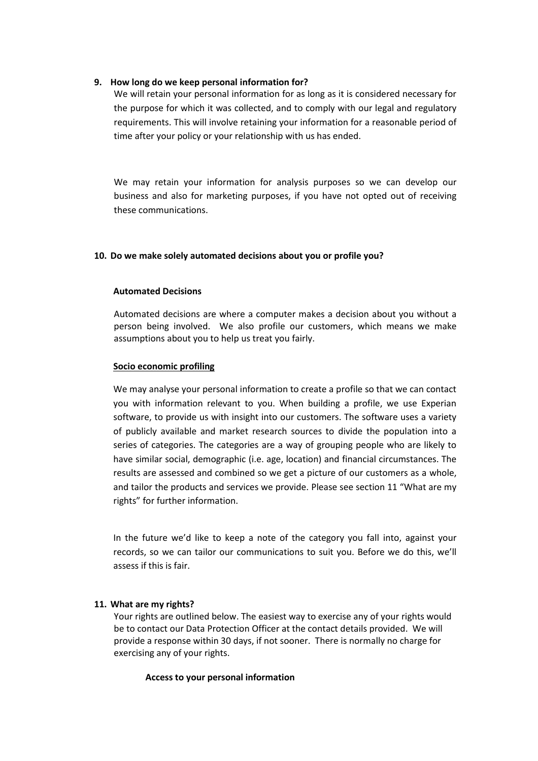## 9. How long do we keep personal information for?

We will retain your personal information for as long as it is considered necessary for the purpose for which it was collected, and to comply with our legal and regulatory requirements. This will involve retaining your information for a reasonable period of time after your policy or your relationship with us has ended.

We may retain your information for analysis purposes so we can develop our business and also for marketing purposes, if you have not opted out of receiving these communications.

## 10. Do we make solely automated decisions about you or profile you?

### Automated Decisions

Automated decisions are where a computer makes a decision about you without a person being involved. We also profile our customers, which means we make assumptions about you to help us treat you fairly.

### Socio economic profiling

We may analyse your personal information to create a profile so that we can contact you with information relevant to you. When building a profile, we use Experian software, to provide us with insight into our customers. The software uses a variety of publicly available and market research sources to divide the population into a series of categories. The categories are a way of grouping people who are likely to have similar social, demographic (i.e. age, location) and financial circumstances. The results are assessed and combined so we get a picture of our customers as a whole, and tailor the products and services we provide. Please see section 11 "What are my rights" for further information.

In the future we'd like to keep a note of the category you fall into, against your records, so we can tailor our communications to suit you. Before we do this, we'll assess if this is fair.

## 11. What are my rights?

Your rights are outlined below. The easiest way to exercise any of your rights would be to contact our Data Protection Officer at the contact details provided. We will provide a response within 30 days, if not sooner. There is normally no charge for exercising any of your rights.

### Access to your personal information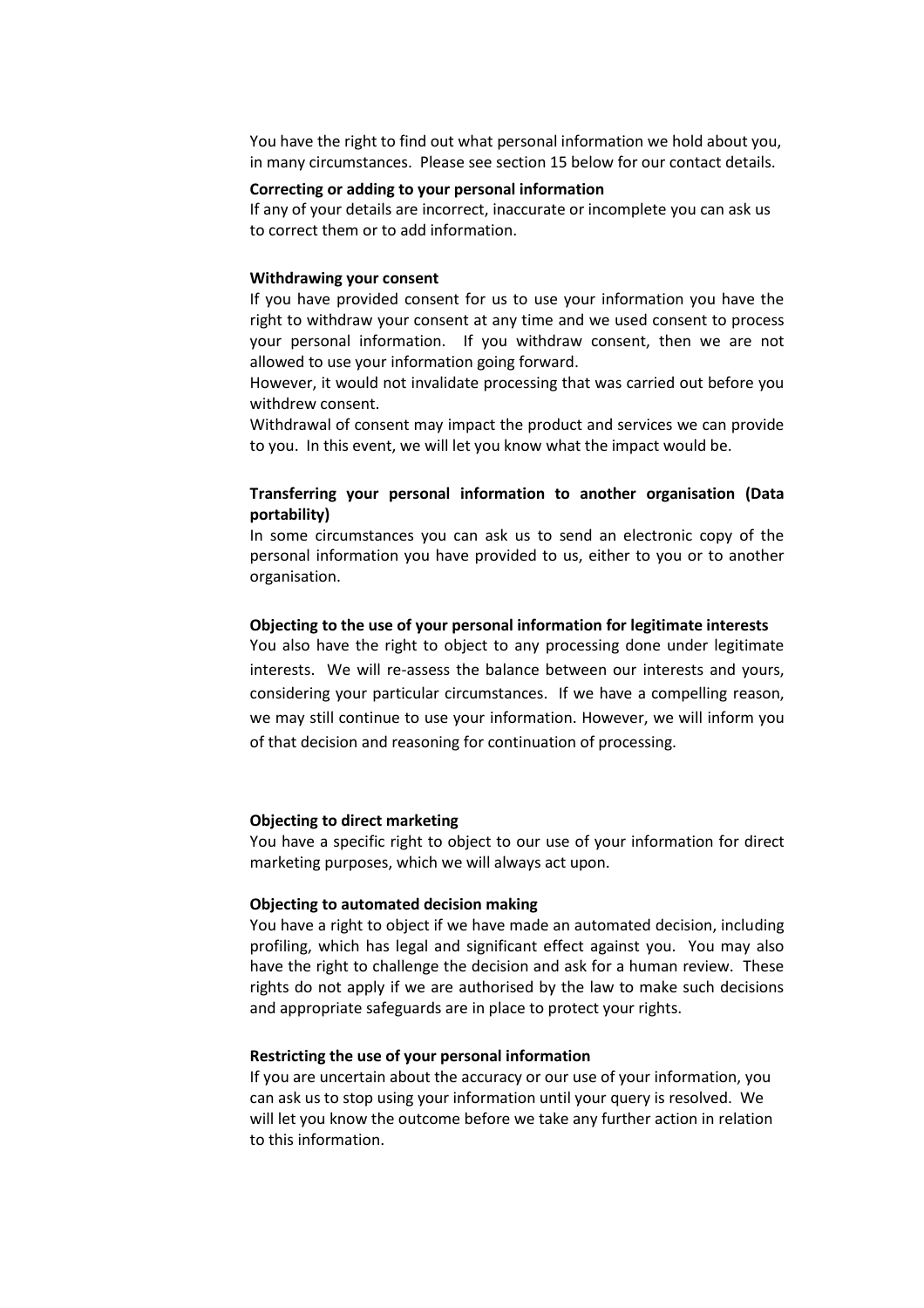You have the right to find out what personal information we hold about you, in many circumstances. Please see section 15 below for our contact details.

**Correcting or adding to your personal information**

If any of your details are incorrect, inaccurate or incomplete you can ask us to correct them or to add information.

**Withdrawing your consent**

If you have provided consent for us to use your information you have the right to withdraw your consent at any time and we used consent to process your personal information. If you withdraw consent, then we are not allowed to use your information going forward.

However, it would not invalidate processing that was carried out before you withdrew consent.

Withdrawal of consent may impact the product and services we can provide to you. In this event, we will let you know what the impact would be.

**Transferring your personal information to another organisation (Data portability)**

In some circumstances you can ask us to send an electronic copy of the personal information you have provided to us, either to you or to another organisation.

**Objecting to the use of your personal information for legitimate interests**

You also have the right to object to any processing done under legitimate interests. We will re-assess the balance between our interests and yours, considering your particular circumstances. If we have a compelling reason, we may still continue to use your information. However, we will inform you of that decision and reasoning for continuation of processing.

**Objecting to direct marketing**

You have a specific right to object to our use of your information for direct marketing purposes, which we will always act upon.

**Objecting to automated decision making**

You have a right to object if we have made an automated decision, including profiling, which has legal and significant effect against you. You may also have the right to challenge the decision and ask for a human review. These rights do not apply if we are authorised by the law to make such decisions and appropriate safeguards are in place to protect your rights.

**Restricting the use of your personal information**

If you are uncertain about the accuracy or our use of your information, you can ask us to stop using your information until your query is resolved. We will let you know the outcome before we take any further action in relation to this information.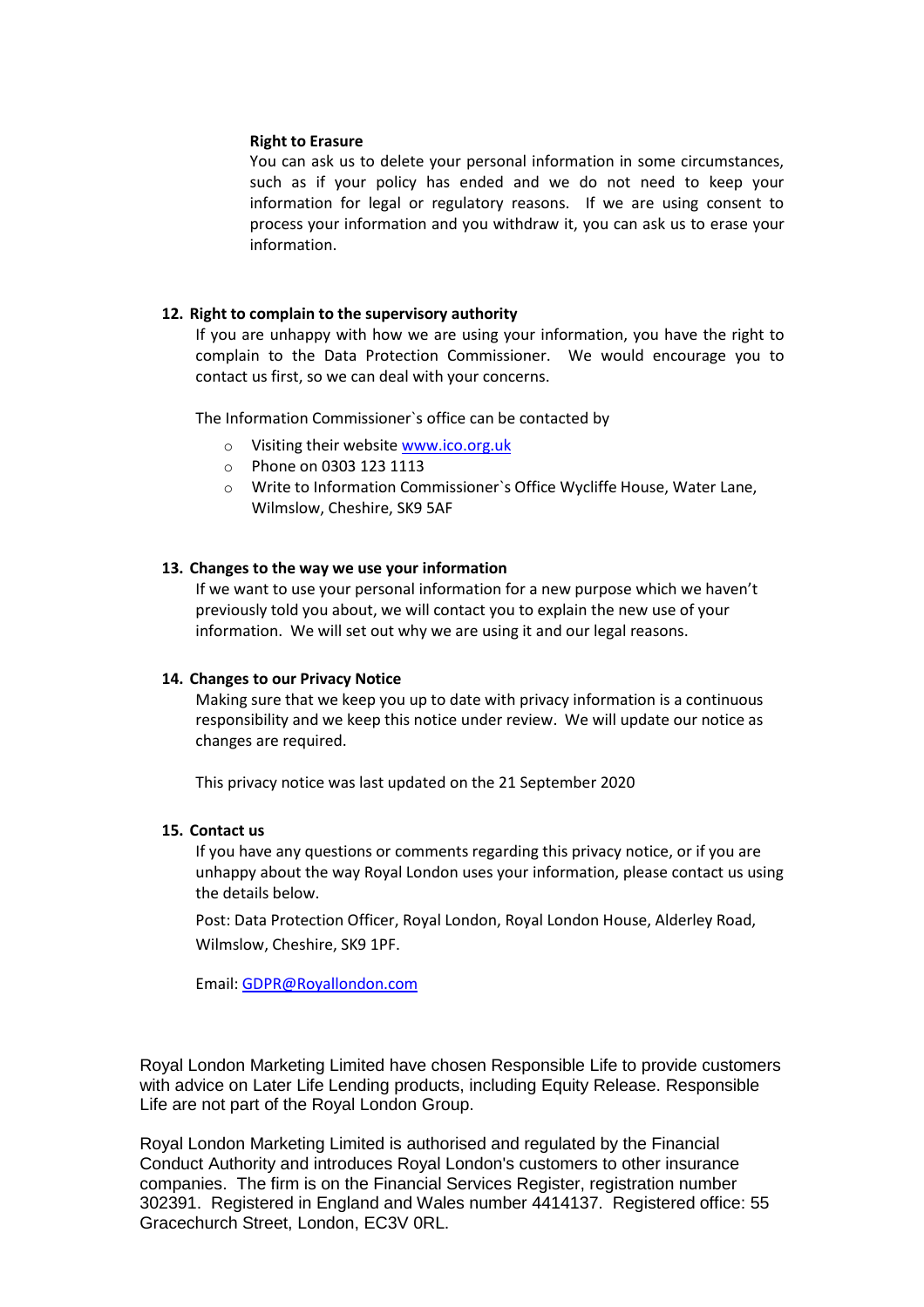**Right to Erasure**

You can ask us to delete your personal information in some circumstances, such as if your policy has ended and we do not need to keep your information for legal or regulatory reasons. If we are using consent to process your information and you withdraw it, you can ask us to erase your information.

## 12. Right to complain to the supervisory authority

If you are unhappy with how we are using your information, you have the right to complain to the Data Protection Commissioner. We would encourage you to contact us first, so we can deal with your concerns.

The Information Commissioner`s office can be contacted by

- Visiting their website www.ico.org.uk
- Phone on 0303 123 1113
- Write to Information Commissioner`s Office Wycliffe House, Water Lane, Wilmslow, Cheshire, SK9 5AF

## 13. Changes to the way we use your information

If we want to use your personal information for a new purpose which we haven't previously told you about, we will contact you to explain the new use of your information. We will set out why we are using it and our legal reasons.

## 14. Changes to our Privacy Notice

Making sure that we keep you up to date with privacy information is a continuous responsibility and we keep this notice under review. We will update our notice as changes are required.

This privacy notice was last updated on the 21 September 2020

## 15. Contact us

If you have any questions or comments regarding this privacy notice, or if you are unhappy about the way Royal London uses your information, please contact us using the details below.

Post: Data Protection Officer, Royal London, Royal London House, Alderley Road, Wilmslow, Cheshire, SK9 1PF.

Email: GDPR@Royallondon.com

Royal London Marketing Limited have chosen Responsible Life to provide customers with advice on Later Life Lending products, including Equity Release. Responsible Life are not part of the Royal London Group.

Royal London Marketing Limited is authorised and regulated by the Financial Conduct Authority and introduces Royal London's customers to other insurance companies. The firm is on the Financial Services Register, registration number 302391. Registered in England and Wales number 4414137. Registered office: 55 Gracechurch Street, London, EC3V 0RL.